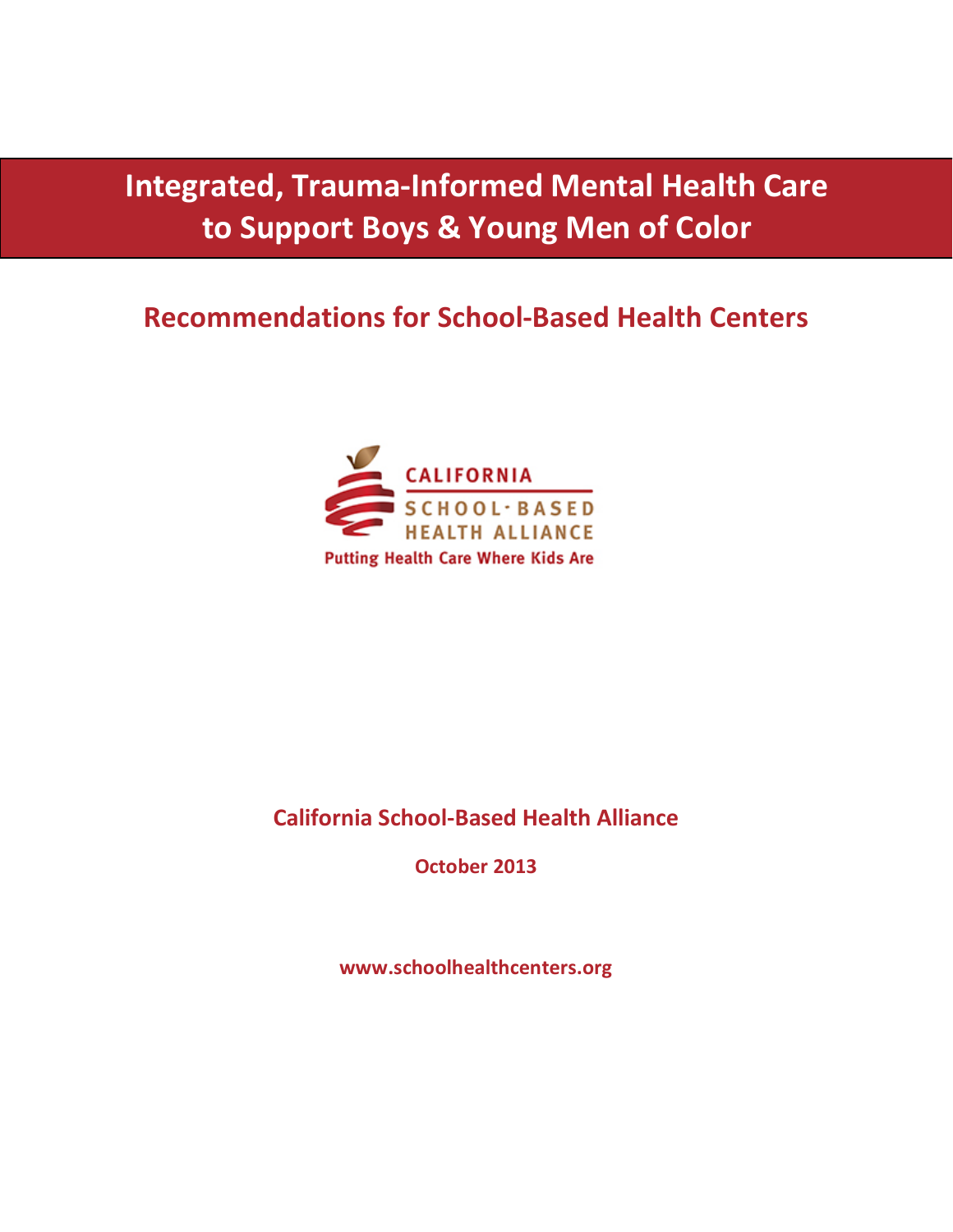# Integrated, Trauma-Informed Mental Health Care to Support Boys & Young Men of Color

## Recommendations for School-Based Health Centers

CALIFORNIA SCHOOL-BASED HEALTH ALLIANCE

Putting Health Care Where Kids Are

**California School-Based Health Alliance**

**October 2013**

**www.schoolhealthcenters.org**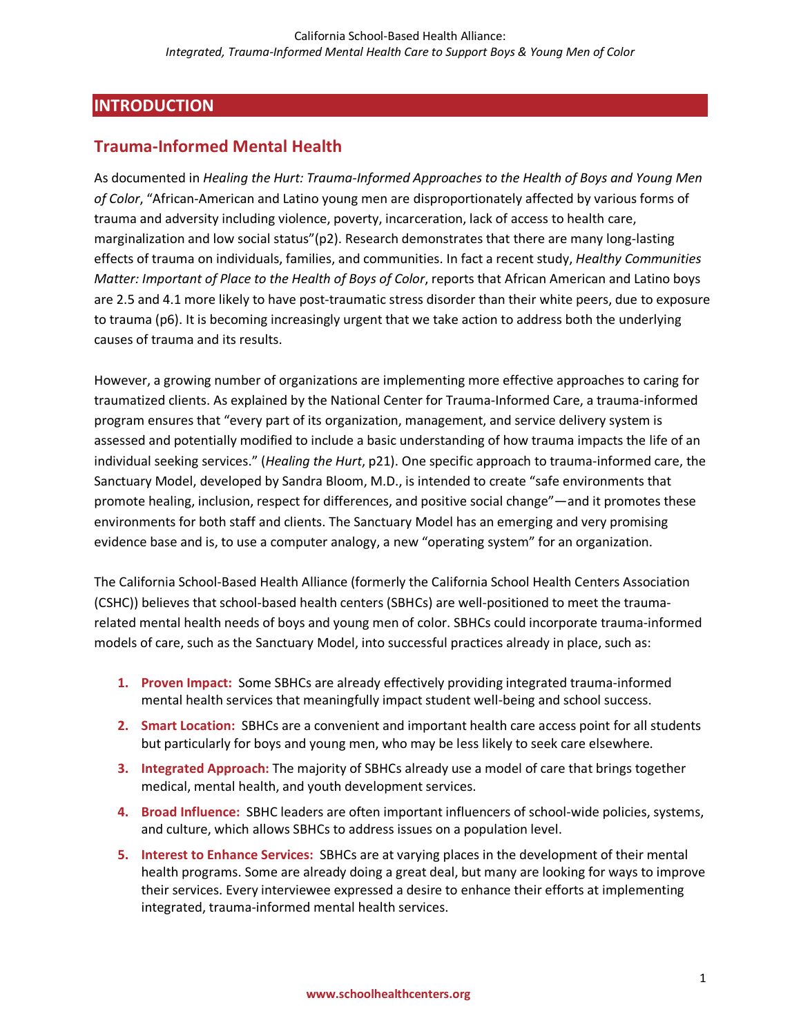## INTRODUCTION

### Trauma-Informed Mental Health

As documented in *Healing the Hurt: Trauma-Informed Approaches to the Health of Boys and Young Men of Color*, "African-American and Latino young men are disproportionately affected by various forms of trauma and adversity including violence, poverty, incarceration, lack of access to health care, marginalization and low social status"(p2). Research demonstrates that there are many long-lasting effects of trauma on individuals, families, and communities. In fact a recent study, *Healthy Communities Matter: Important of Place to the Health of Boys of Color*, reports that African American and Latino boys are 2.5 and 4.1 more likely to have post-traumatic stress disorder than their white peers, due to exposure to trauma (p6). It is becoming increasingly urgent that we take action to address both the underlying causes of trauma and its results.

However, a growing number of organizations are implementing more effective approaches to caring for traumatized clients. As explained by the National Center for Trauma-Informed Care, a trauma-informed program ensures that "every part of its organization, management, and service delivery system is assessed and potentially modified to include a basic understanding of how trauma impacts the life of an individual seeking services." (*Healing the Hurt*, p21). One specific approach to trauma-informed care, the Sanctuary Model, developed by Sandra Bloom, M.D., is intended to create "safe environments that promote healing, inclusion, respect for differences, and positive social change"—and it promotes these environments for both staff and clients. The Sanctuary Model has an emerging and very promising evidence base and is, to use a computer analogy, a new "operating system" for an organization.

The California School-Based Health Alliance (formerly the California School Health Centers Association (CSHC)) believes that school-based health centers (SBHCs) are well-positioned to meet the trauma-related mental health needs of boys and young men of color. SBHCs could incorporate trauma-informed models of care, such as the Sanctuary Model, into successful practices already in place, such as:

1. **Proven Impact:** Some SBHCs are already effectively providing integrated trauma-informed mental health services that meaningfully impact student well-being and school success.
2. **Smart Location:** SBHCs are a convenient and important health care access point for all students but particularly for boys and young men, who may be less likely to seek care elsewhere.
3. **Integrated Approach:** The majority of SBHCs already use a model of care that brings together medical, mental health, and youth development services.
4. **Broad Influence:** SBHC leaders are often important influencers of school-wide policies, systems, and culture, which allows SBHCs to address issues on a population level.
5. **Interest to Enhance Services:** SBHCs are at varying places in the development of their mental health programs. Some are already doing a great deal, but many are looking for ways to improve their services. Every interviewee expressed a desire to enhance their efforts at implementing integrated, trauma-informed mental health services.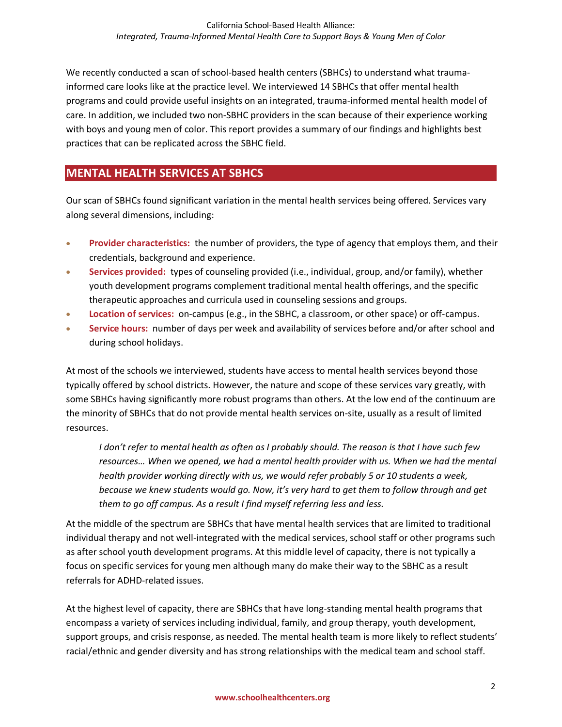We recently conducted a scan of school-based health centers (SBHCs) to understand what trauma-informed care looks like at the practice level. We interviewed 14 SBHCs that offer mental health programs and could provide useful insights on an integrated, trauma-informed mental health model of care. In addition, we included two non-SBHC providers in the scan because of their experience working with boys and young men of color. This report provides a summary of our findings and highlights best practices that can be replicated across the SBHC field.

## MENTAL HEALTH SERVICES AT SBHCS

Our scan of SBHCs found significant variation in the mental health services being offered. Services vary along several dimensions, including:

- **Provider characteristics:** the number of providers, the type of agency that employs them, and their credentials, background and experience.
- **Services provided:** types of counseling provided (i.e., individual, group, and/or family), whether youth development programs complement traditional mental health offerings, and the specific therapeutic approaches and curricula used in counseling sessions and groups.
- **Location of services:** on-campus (e.g., in the SBHC, a classroom, or other space) or off-campus.
- **Service hours:** number of days per week and availability of services before and/or after school and during school holidays.

At most of the schools we interviewed, students have access to mental health services beyond those typically offered by school districts. However, the nature and scope of these services vary greatly, with some SBHCs having significantly more robust programs than others. At the low end of the continuum are the minority of SBHCs that do not provide mental health services on-site, usually as a result of limited resources.

> *I don't refer to mental health as often as I probably should. The reason is that I have such few resources… When we opened, we had a mental health provider with us. When we had the mental health provider working directly with us, we would refer probably 5 or 10 students a week, because we knew students would go. Now, it's very hard to get them to follow through and get them to go off campus. As a result I find myself referring less and less.*

At the middle of the spectrum are SBHCs that have mental health services that are limited to traditional individual therapy and not well-integrated with the medical services, school staff or other programs such as after school youth development programs. At this middle level of capacity, there is not typically a focus on specific services for young men although many do make their way to the SBHC as a result referrals for ADHD-related issues.

At the highest level of capacity, there are SBHCs that have long-standing mental health programs that encompass a variety of services including individual, family, and group therapy, youth development, support groups, and crisis response, as needed. The mental health team is more likely to reflect students' racial/ethnic and gender diversity and has strong relationships with the medical team and school staff.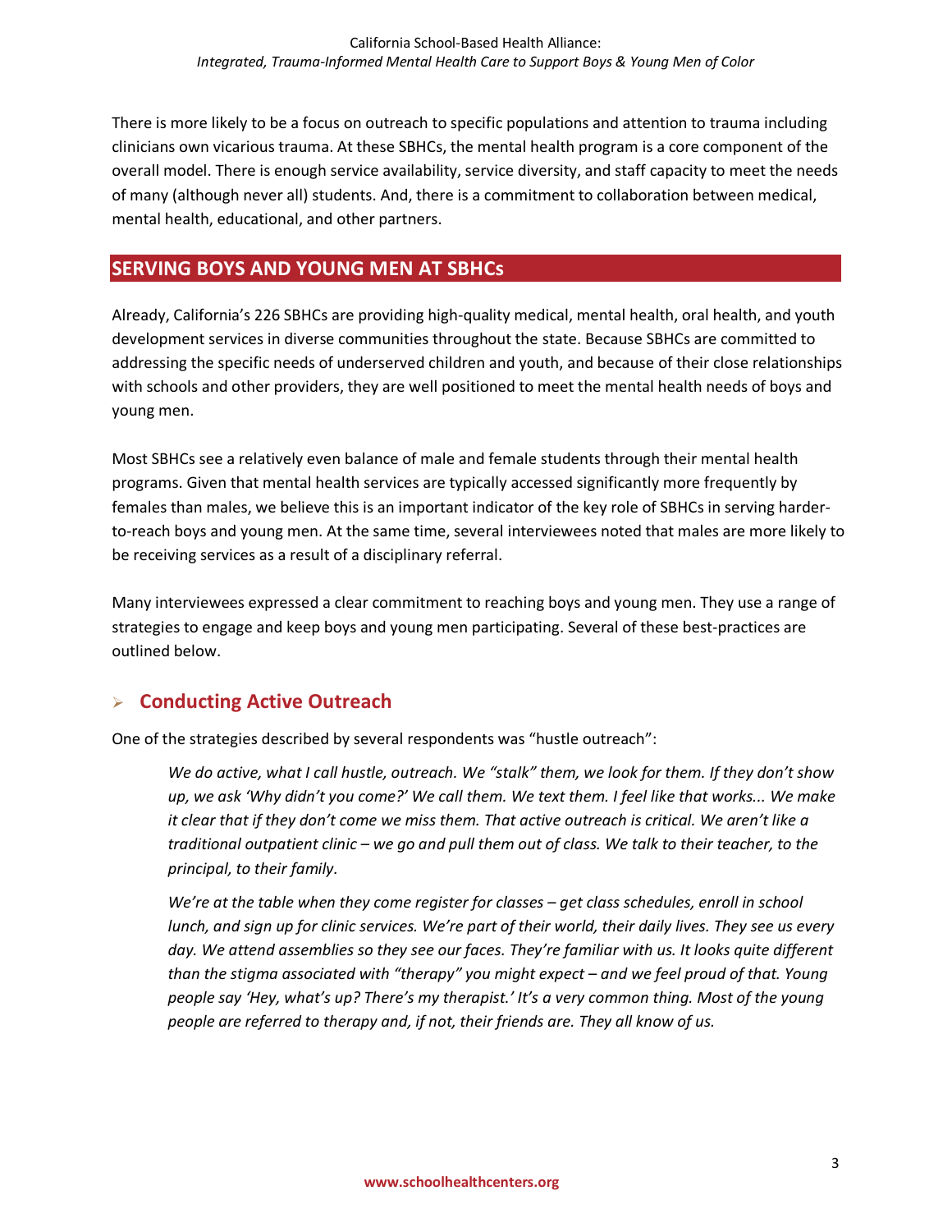There is more likely to be a focus on outreach to specific populations and attention to trauma including clinicians own vicarious trauma. At these SBHCs, the mental health program is a core component of the overall model. There is enough service availability, service diversity, and staff capacity to meet the needs of many (although never all) students. And, there is a commitment to collaboration between medical, mental health, educational, and other partners.

## SERVING BOYS AND YOUNG MEN AT SBHCs

Already, California's 226 SBHCs are providing high-quality medical, mental health, oral health, and youth development services in diverse communities throughout the state. Because SBHCs are committed to addressing the specific needs of underserved children and youth, and because of their close relationships with schools and other providers, they are well positioned to meet the mental health needs of boys and young men.

Most SBHCs see a relatively even balance of male and female students through their mental health programs. Given that mental health services are typically accessed significantly more frequently by females than males, we believe this is an important indicator of the key role of SBHCs in serving harder-to-reach boys and young men. At the same time, several interviewees noted that males are more likely to be receiving services as a result of a disciplinary referral.

Many interviewees expressed a clear commitment to reaching boys and young men. They use a range of strategies to engage and keep boys and young men participating. Several of these best-practices are outlined below.

### Conducting Active Outreach

One of the strategies described by several respondents was "hustle outreach":

> *We do active, what I call hustle, outreach. We "stalk" them, we look for them. If they don't show up, we ask 'Why didn't you come?' We call them. We text them. I feel like that works... We make it clear that if they don't come we miss them. That active outreach is critical. We aren't like a traditional outpatient clinic – we go and pull them out of class. We talk to their teacher, to the principal, to their family.*
>
> *We're at the table when they come register for classes – get class schedules, enroll in school lunch, and sign up for clinic services. We're part of their world, their daily lives. They see us every day. We attend assemblies so they see our faces. They're familiar with us. It looks quite different than the stigma associated with "therapy" you might expect – and we feel proud of that. Young people say 'Hey, what's up? There's my therapist.' It's a very common thing. Most of the young people are referred to therapy and, if not, their friends are. They all know of us.*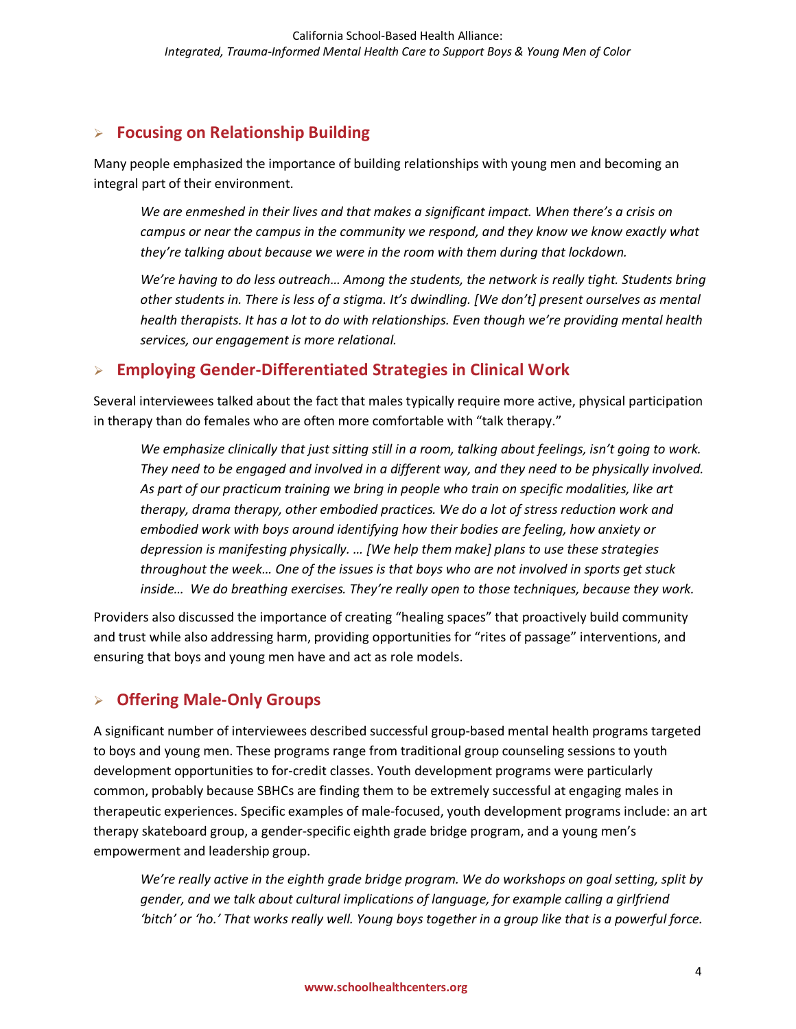## Focusing on Relationship Building

Many people emphasized the importance of building relationships with young men and becoming an integral part of their environment.

> *We are enmeshed in their lives and that makes a significant impact. When there's a crisis on campus or near the campus in the community we respond, and they know we know exactly what they're talking about because we were in the room with them during that lockdown.*
>
> *We're having to do less outreach… Among the students, the network is really tight. Students bring other students in. There is less of a stigma. It's dwindling. [We don't] present ourselves as mental health therapists. It has a lot to do with relationships. Even though we're providing mental health services, our engagement is more relational.*

## Employing Gender-Differentiated Strategies in Clinical Work

Several interviewees talked about the fact that males typically require more active, physical participation in therapy than do females who are often more comfortable with "talk therapy."

> *We emphasize clinically that just sitting still in a room, talking about feelings, isn't going to work. They need to be engaged and involved in a different way, and they need to be physically involved. As part of our practicum training we bring in people who train on specific modalities, like art therapy, drama therapy, other embodied practices. We do a lot of stress reduction work and embodied work with boys around identifying how their bodies are feeling, how anxiety or depression is manifesting physically. … [We help them make] plans to use these strategies throughout the week… One of the issues is that boys who are not involved in sports get stuck inside… We do breathing exercises. They're really open to those techniques, because they work.*

Providers also discussed the importance of creating "healing spaces" that proactively build community and trust while also addressing harm, providing opportunities for "rites of passage" interventions, and ensuring that boys and young men have and act as role models.

## Offering Male-Only Groups

A significant number of interviewees described successful group-based mental health programs targeted to boys and young men. These programs range from traditional group counseling sessions to youth development opportunities to for-credit classes. Youth development programs were particularly common, probably because SBHCs are finding them to be extremely successful at engaging males in therapeutic experiences. Specific examples of male-focused, youth development programs include: an art therapy skateboard group, a gender-specific eighth grade bridge program, and a young men's empowerment and leadership group.

> *We're really active in the eighth grade bridge program. We do workshops on goal setting, split by gender, and we talk about cultural implications of language, for example calling a girlfriend 'bitch' or 'ho.' That works really well. Young boys together in a group like that is a powerful force.*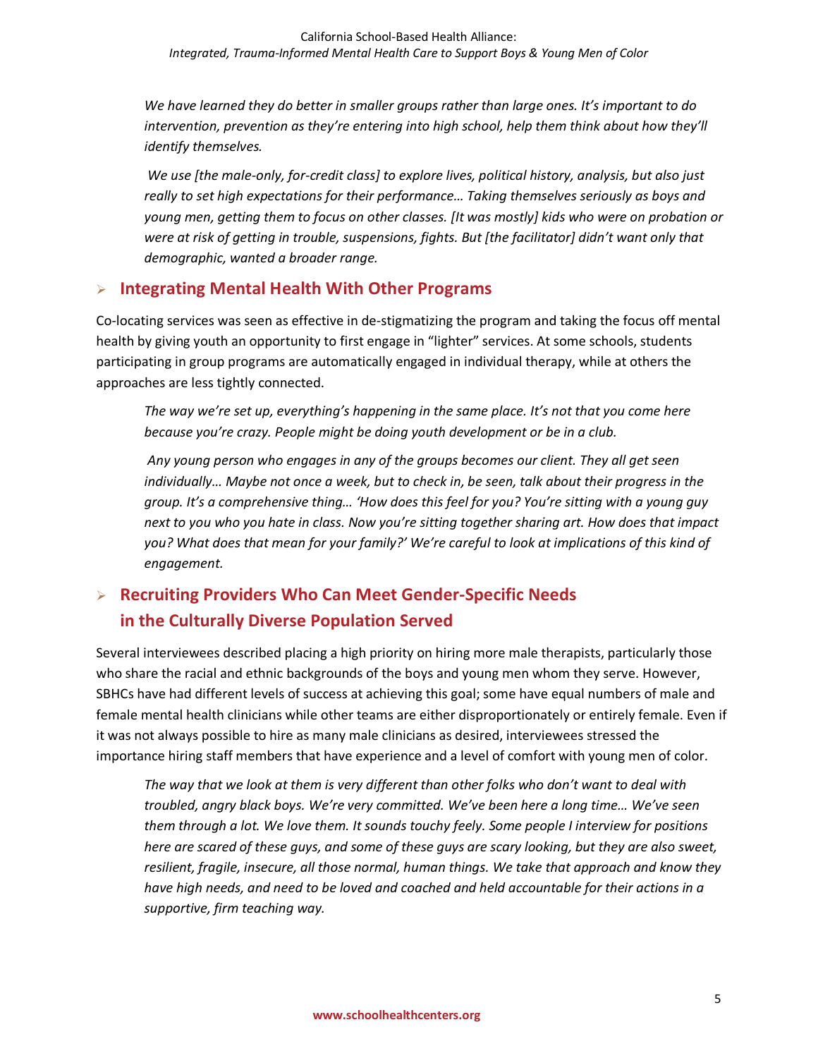*We have learned they do better in smaller groups rather than large ones. It's important to do intervention, prevention as they're entering into high school, help them think about how they'll identify themselves.*

*We use [the male-only, for-credit class] to explore lives, political history, analysis, but also just really to set high expectations for their performance… Taking themselves seriously as boys and young men, getting them to focus on other classes. [It was mostly] kids who were on probation or were at risk of getting in trouble, suspensions, fights. But [the facilitator] didn't want only that demographic, wanted a broader range.*

## Integrating Mental Health With Other Programs

Co-locating services was seen as effective in de-stigmatizing the program and taking the focus off mental health by giving youth an opportunity to first engage in "lighter" services. At some schools, students participating in group programs are automatically engaged in individual therapy, while at others the approaches are less tightly connected.

*The way we're set up, everything's happening in the same place. It's not that you come here because you're crazy. People might be doing youth development or be in a club.*

*Any young person who engages in any of the groups becomes our client. They all get seen individually… Maybe not once a week, but to check in, be seen, talk about their progress in the group. It's a comprehensive thing… 'How does this feel for you? You're sitting with a young guy next to you who you hate in class. Now you're sitting together sharing art. How does that impact you? What does that mean for your family?' We're careful to look at implications of this kind of engagement.*

## Recruiting Providers Who Can Meet Gender-Specific Needs in the Culturally Diverse Population Served

Several interviewees described placing a high priority on hiring more male therapists, particularly those who share the racial and ethnic backgrounds of the boys and young men whom they serve. However, SBHCs have had different levels of success at achieving this goal; some have equal numbers of male and female mental health clinicians while other teams are either disproportionately or entirely female. Even if it was not always possible to hire as many male clinicians as desired, interviewees stressed the importance hiring staff members that have experience and a level of comfort with young men of color.

*The way that we look at them is very different than other folks who don't want to deal with troubled, angry black boys. We're very committed. We've been here a long time… We've seen them through a lot. We love them. It sounds touchy feely. Some people I interview for positions here are scared of these guys, and some of these guys are scary looking, but they are also sweet, resilient, fragile, insecure, all those normal, human things. We take that approach and know they have high needs, and need to be loved and coached and held accountable for their actions in a supportive, firm teaching way.*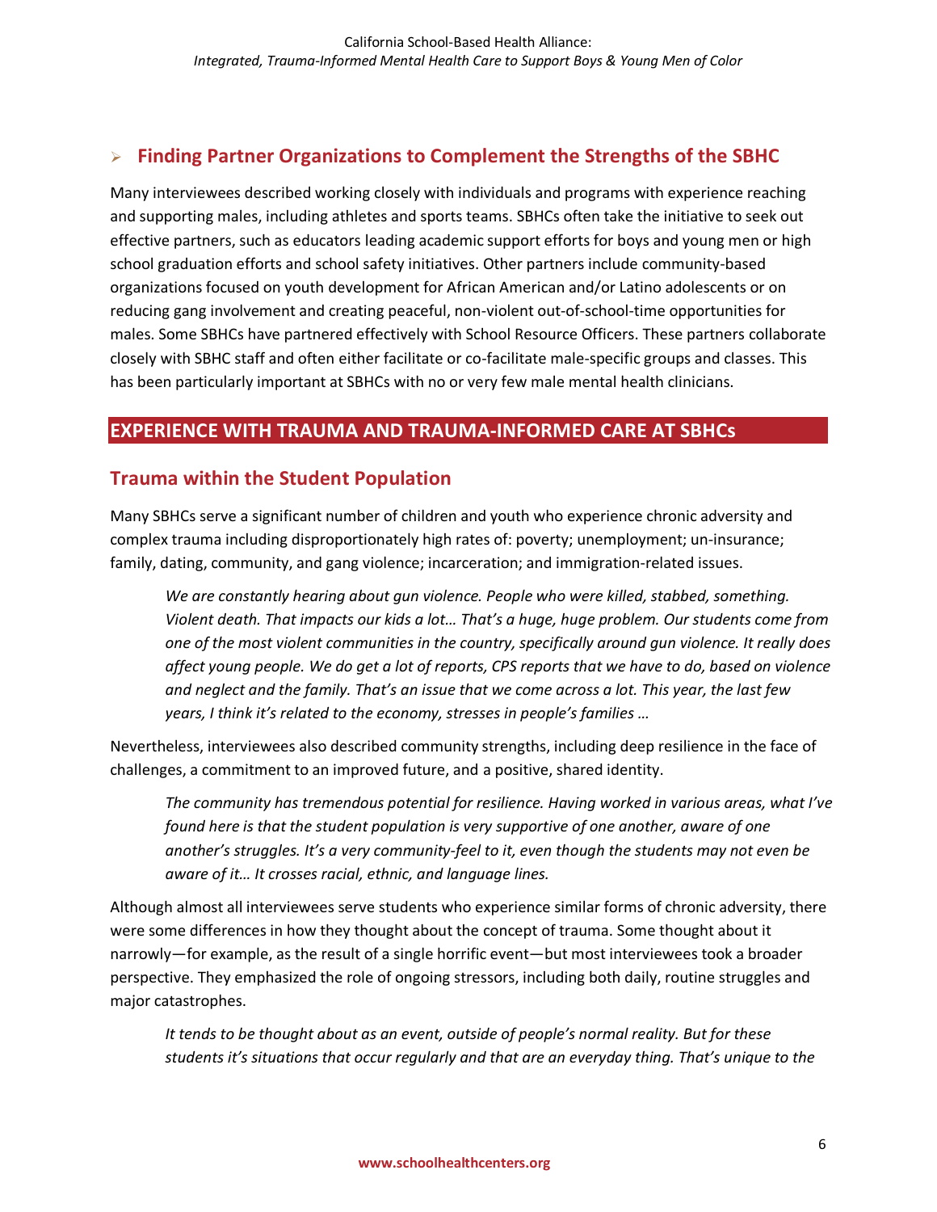### Finding Partner Organizations to Complement the Strengths of the SBHC

Many interviewees described working closely with individuals and programs with experience reaching and supporting males, including athletes and sports teams. SBHCs often take the initiative to seek out effective partners, such as educators leading academic support efforts for boys and young men or high school graduation efforts and school safety initiatives. Other partners include community-based organizations focused on youth development for African American and/or Latino adolescents or on reducing gang involvement and creating peaceful, non-violent out-of-school-time opportunities for males. Some SBHCs have partnered effectively with School Resource Officers. These partners collaborate closely with SBHC staff and often either facilitate or co-facilitate male-specific groups and classes. This has been particularly important at SBHCs with no or very few male mental health clinicians.

## EXPERIENCE WITH TRAUMA AND TRAUMA-INFORMED CARE AT SBHCs

### Trauma within the Student Population

Many SBHCs serve a significant number of children and youth who experience chronic adversity and complex trauma including disproportionately high rates of: poverty; unemployment; un-insurance; family, dating, community, and gang violence; incarceration; and immigration-related issues.

> *We are constantly hearing about gun violence. People who were killed, stabbed, something. Violent death. That impacts our kids a lot… That's a huge, huge problem. Our students come from one of the most violent communities in the country, specifically around gun violence. It really does affect young people. We do get a lot of reports, CPS reports that we have to do, based on violence and neglect and the family. That's an issue that we come across a lot. This year, the last few years, I think it's related to the economy, stresses in people's families …*

Nevertheless, interviewees also described community strengths, including deep resilience in the face of challenges, a commitment to an improved future, and a positive, shared identity.

> *The community has tremendous potential for resilience. Having worked in various areas, what I've found here is that the student population is very supportive of one another, aware of one another's struggles. It's a very community-feel to it, even though the students may not even be aware of it… It crosses racial, ethnic, and language lines.*

Although almost all interviewees serve students who experience similar forms of chronic adversity, there were some differences in how they thought about the concept of trauma. Some thought about it narrowly—for example, as the result of a single horrific event—but most interviewees took a broader perspective. They emphasized the role of ongoing stressors, including both daily, routine struggles and major catastrophes.

> *It tends to be thought about as an event, outside of people's normal reality. But for these students it's situations that occur regularly and that are an everyday thing. That's unique to the*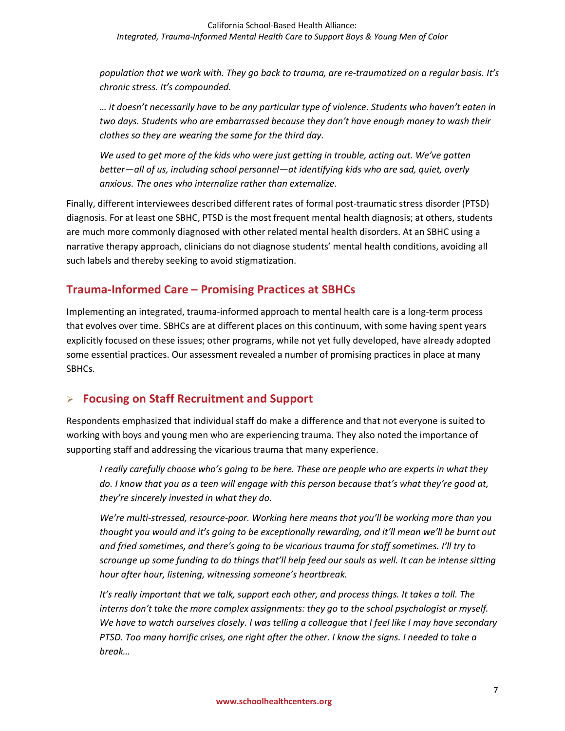*population that we work with. They go back to trauma, are re-traumatized on a regular basis. It's chronic stress. It's compounded.*

> *… it doesn't necessarily have to be any particular type of violence. Students who haven't eaten in two days. Students who are embarrassed because they don't have enough money to wash their clothes so they are wearing the same for the third day.*

> *We used to get more of the kids who were just getting in trouble, acting out. We've gotten better—all of us, including school personnel—at identifying kids who are sad, quiet, overly anxious. The ones who internalize rather than externalize.*

Finally, different interviewees described different rates of formal post-traumatic stress disorder (PTSD) diagnosis. For at least one SBHC, PTSD is the most frequent mental health diagnosis; at others, students are much more commonly diagnosed with other related mental health disorders. At an SBHC using a narrative therapy approach, clinicians do not diagnose students' mental health conditions, avoiding all such labels and thereby seeking to avoid stigmatization.

## Trauma-Informed Care – Promising Practices at SBHCs

Implementing an integrated, trauma-informed approach to mental health care is a long-term process that evolves over time. SBHCs are at different places on this continuum, with some having spent years explicitly focused on these issues; other programs, while not yet fully developed, have already adopted some essential practices. Our assessment revealed a number of promising practices in place at many SBHCs.

### Focusing on Staff Recruitment and Support

Respondents emphasized that individual staff do make a difference and that not everyone is suited to working with boys and young men who are experiencing trauma. They also noted the importance of supporting staff and addressing the vicarious trauma that many experience.

> *I really carefully choose who's going to be here. These are people who are experts in what they do. I know that you as a teen will engage with this person because that's what they're good at, they're sincerely invested in what they do.*

> *We're multi-stressed, resource-poor. Working here means that you'll be working more than you thought you would and it's going to be exceptionally rewarding, and it'll mean we'll be burnt out and fried sometimes, and there's going to be vicarious trauma for staff sometimes. I'll try to scrounge up some funding to do things that'll help feed our souls as well. It can be intense sitting hour after hour, listening, witnessing someone's heartbreak.*

> *It's really important that we talk, support each other, and process things. It takes a toll. The interns don't take the more complex assignments: they go to the school psychologist or myself. We have to watch ourselves closely. I was telling a colleague that I feel like I may have secondary PTSD. Too many horrific crises, one right after the other. I know the signs. I needed to take a break…*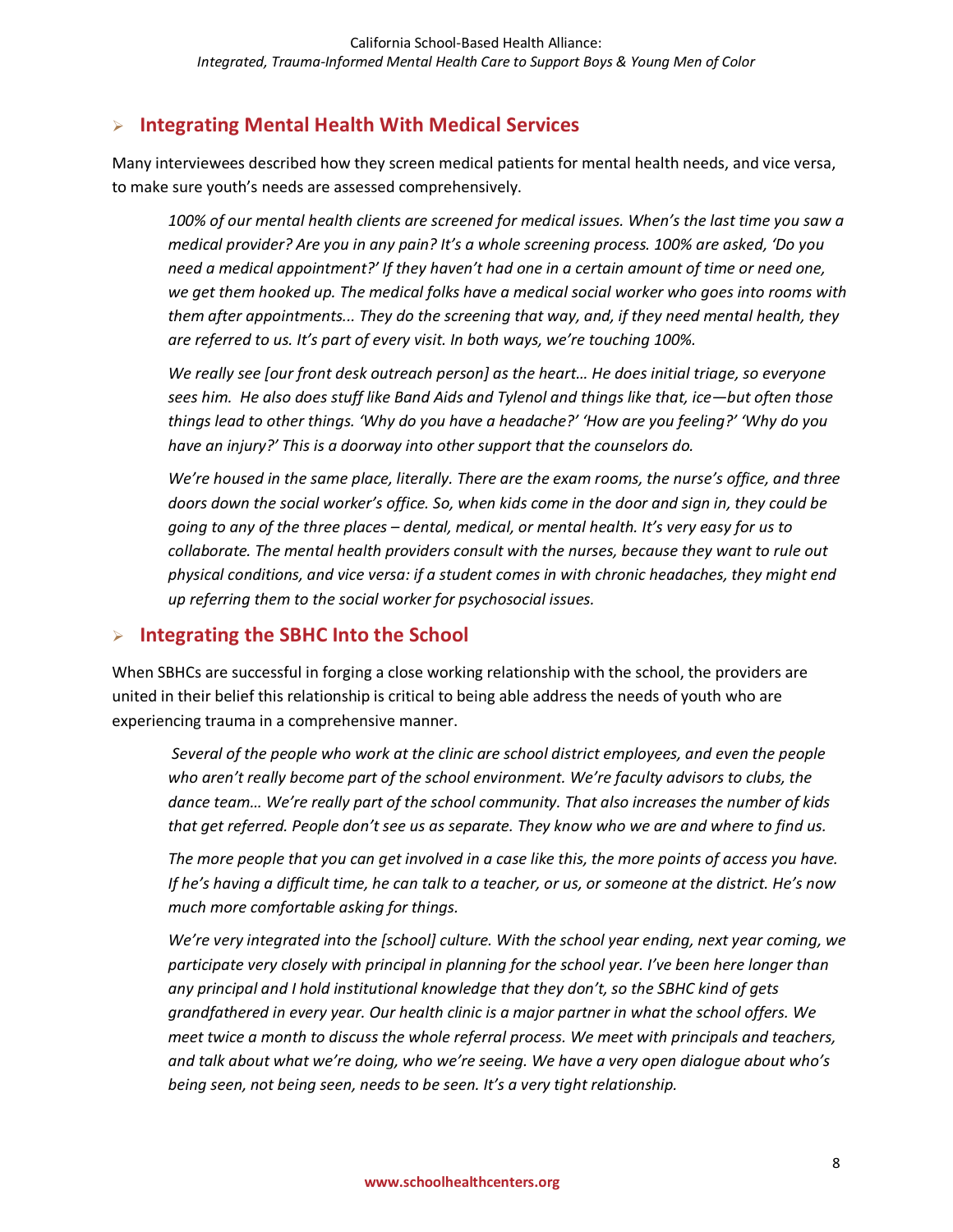## Integrating Mental Health With Medical Services

Many interviewees described how they screen medical patients for mental health needs, and vice versa, to make sure youth's needs are assessed comprehensively.

> *100% of our mental health clients are screened for medical issues. When's the last time you saw a medical provider? Are you in any pain? It's a whole screening process. 100% are asked, 'Do you need a medical appointment?' If they haven't had one in a certain amount of time or need one, we get them hooked up. The medical folks have a medical social worker who goes into rooms with them after appointments... They do the screening that way, and, if they need mental health, they are referred to us. It's part of every visit. In both ways, we're touching 100%.*

> *We really see [our front desk outreach person] as the heart… He does initial triage, so everyone sees him. He also does stuff like Band Aids and Tylenol and things like that, ice—but often those things lead to other things. 'Why do you have a headache?' 'How are you feeling?' 'Why do you have an injury?' This is a doorway into other support that the counselors do.*

> *We're housed in the same place, literally. There are the exam rooms, the nurse's office, and three doors down the social worker's office. So, when kids come in the door and sign in, they could be going to any of the three places – dental, medical, or mental health. It's very easy for us to collaborate. The mental health providers consult with the nurses, because they want to rule out physical conditions, and vice versa: if a student comes in with chronic headaches, they might end up referring them to the social worker for psychosocial issues.*

## Integrating the SBHC Into the School

When SBHCs are successful in forging a close working relationship with the school, the providers are united in their belief this relationship is critical to being able address the needs of youth who are experiencing trauma in a comprehensive manner.

> *Several of the people who work at the clinic are school district employees, and even the people who aren't really become part of the school environment. We're faculty advisors to clubs, the dance team… We're really part of the school community. That also increases the number of kids that get referred. People don't see us as separate. They know who we are and where to find us.*

> *The more people that you can get involved in a case like this, the more points of access you have. If he's having a difficult time, he can talk to a teacher, or us, or someone at the district. He's now much more comfortable asking for things.*

> *We're very integrated into the [school] culture. With the school year ending, next year coming, we participate very closely with principal in planning for the school year. I've been here longer than any principal and I hold institutional knowledge that they don't, so the SBHC kind of gets grandfathered in every year. Our health clinic is a major partner in what the school offers. We meet twice a month to discuss the whole referral process. We meet with principals and teachers, and talk about what we're doing, who we're seeing. We have a very open dialogue about who's being seen, not being seen, needs to be seen. It's a very tight relationship.*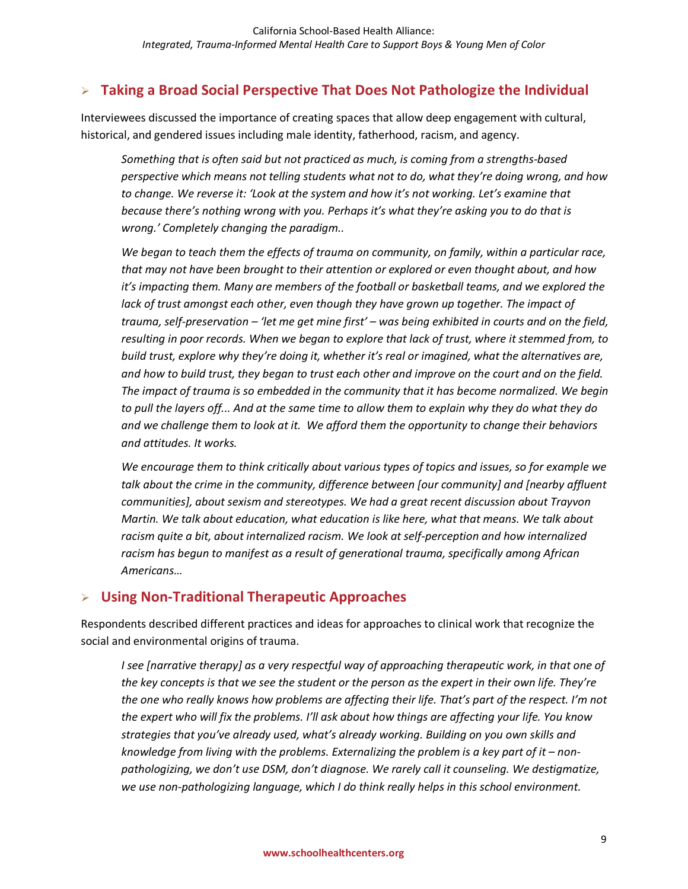## Taking a Broad Social Perspective That Does Not Pathologize the Individual

Interviewees discussed the importance of creating spaces that allow deep engagement with cultural, historical, and gendered issues including male identity, fatherhood, racism, and agency.

> *Something that is often said but not practiced as much, is coming from a strengths-based perspective which means not telling students what not to do, what they're doing wrong, and how to change. We reverse it: 'Look at the system and how it's not working. Let's examine that because there's nothing wrong with you. Perhaps it's what they're asking you to do that is wrong.' Completely changing the paradigm..*
>
> *We began to teach them the effects of trauma on community, on family, within a particular race, that may not have been brought to their attention or explored or even thought about, and how it's impacting them. Many are members of the football or basketball teams, and we explored the lack of trust amongst each other, even though they have grown up together. The impact of trauma, self-preservation – 'let me get mine first' – was being exhibited in courts and on the field, resulting in poor records. When we began to explore that lack of trust, where it stemmed from, to build trust, explore why they're doing it, whether it's real or imagined, what the alternatives are, and how to build trust, they began to trust each other and improve on the court and on the field. The impact of trauma is so embedded in the community that it has become normalized. We begin to pull the layers off... And at the same time to allow them to explain why they do what they do and we challenge them to look at it. We afford them the opportunity to change their behaviors and attitudes. It works.*
>
> *We encourage them to think critically about various types of topics and issues, so for example we talk about the crime in the community, difference between [our community] and [nearby affluent communities], about sexism and stereotypes. We had a great recent discussion about Trayvon Martin. We talk about education, what education is like here, what that means. We talk about racism quite a bit, about internalized racism. We look at self-perception and how internalized racism has begun to manifest as a result of generational trauma, specifically among African Americans…*

## Using Non-Traditional Therapeutic Approaches

Respondents described different practices and ideas for approaches to clinical work that recognize the social and environmental origins of trauma.

> *I see [narrative therapy] as a very respectful way of approaching therapeutic work, in that one of the key concepts is that we see the student or the person as the expert in their own life. They're the one who really knows how problems are affecting their life. That's part of the respect. I'm not the expert who will fix the problems. I'll ask about how things are affecting your life. You know strategies that you've already used, what's already working. Building on you own skills and knowledge from living with the problems. Externalizing the problem is a key part of it – non-pathologizing, we don't use DSM, don't diagnose. We rarely call it counseling. We destigmatize, we use non-pathologizing language, which I do think really helps in this school environment.*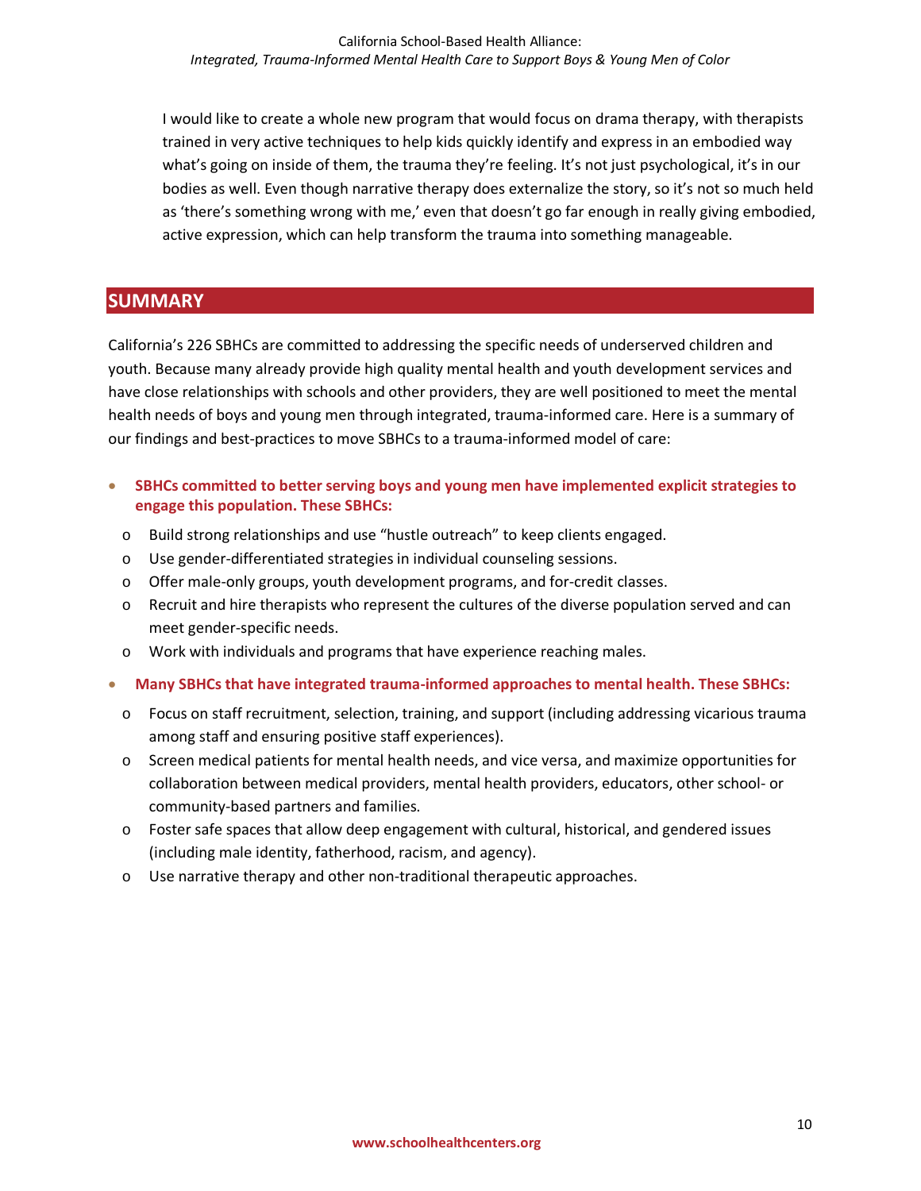> I would like to create a whole new program that would focus on drama therapy, with therapists trained in very active techniques to help kids quickly identify and express in an embodied way what's going on inside of them, the trauma they're feeling. It's not just psychological, it's in our bodies as well. Even though narrative therapy does externalize the story, so it's not so much held as 'there's something wrong with me,' even that doesn't go far enough in really giving embodied, active expression, which can help transform the trauma into something manageable.

## SUMMARY

California's 226 SBHCs are committed to addressing the specific needs of underserved children and youth. Because many already provide high quality mental health and youth development services and have close relationships with schools and other providers, they are well positioned to meet the mental health needs of boys and young men through integrated, trauma-informed care. Here is a summary of our findings and best-practices to move SBHCs to a trauma-informed model of care:

- **SBHCs committed to better serving boys and young men have implemented explicit strategies to engage this population. These SBHCs:**
  - Build strong relationships and use "hustle outreach" to keep clients engaged.
  - Use gender-differentiated strategies in individual counseling sessions.
  - Offer male-only groups, youth development programs, and for-credit classes.
  - Recruit and hire therapists who represent the cultures of the diverse population served and can meet gender-specific needs.
  - Work with individuals and programs that have experience reaching males.
- **Many SBHCs that have integrated trauma-informed approaches to mental health. These SBHCs:**
  - Focus on staff recruitment, selection, training, and support (including addressing vicarious trauma among staff and ensuring positive staff experiences).
  - Screen medical patients for mental health needs, and vice versa, and maximize opportunities for collaboration between medical providers, mental health providers, educators, other school- or community-based partners and families.
  - Foster safe spaces that allow deep engagement with cultural, historical, and gendered issues (including male identity, fatherhood, racism, and agency).
  - Use narrative therapy and other non-traditional therapeutic approaches.